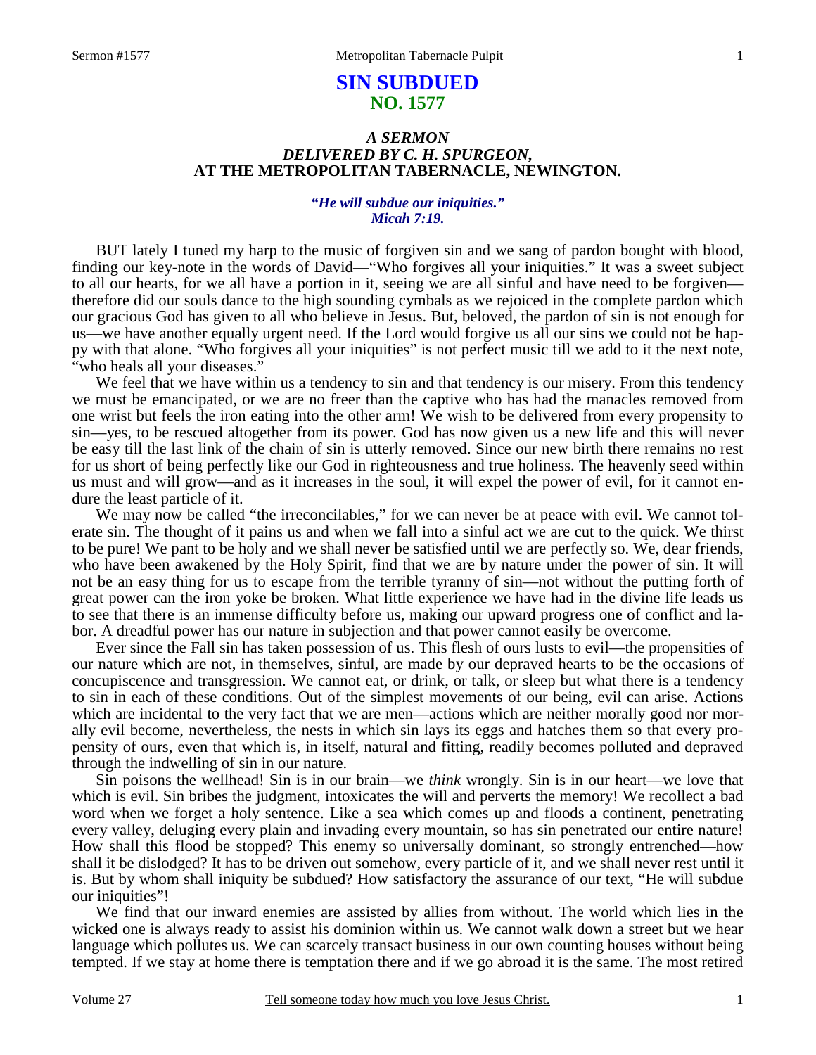# SIN SUBDUED
## NO. 1577

### *A SERMON*
### *DELIVERED BY C. H. SPURGEON,*
### AT THE METROPOLITAN TABERNACLE, NEWINGTON.

***"He will subdue our iniquities."***
***Micah 7:19.***

BUT lately I tuned my harp to the music of forgiven sin and we sang of pardon bought with blood, finding our key-note in the words of David—"Who forgives all your iniquities." It was a sweet subject to all our hearts, for we all have a portion in it, seeing we are all sinful and have need to be forgiven—therefore did our souls dance to the high sounding cymbals as we rejoiced in the complete pardon which our gracious God has given to all who believe in Jesus. But, beloved, the pardon of sin is not enough for us—we have another equally urgent need. If the Lord would forgive us all our sins we could not be happy with that alone. "Who forgives all your iniquities" is not perfect music till we add to it the next note, "who heals all your diseases."

We feel that we have within us a tendency to sin and that tendency is our misery. From this tendency we must be emancipated, or we are no freer than the captive who has had the manacles removed from one wrist but feels the iron eating into the other arm! We wish to be delivered from every propensity to sin—yes, to be rescued altogether from its power. God has now given us a new life and this will never be easy till the last link of the chain of sin is utterly removed. Since our new birth there remains no rest for us short of being perfectly like our God in righteousness and true holiness. The heavenly seed within us must and will grow—and as it increases in the soul, it will expel the power of evil, for it cannot endure the least particle of it.

We may now be called "the irreconcilables," for we can never be at peace with evil. We cannot tolerate sin. The thought of it pains us and when we fall into a sinful act we are cut to the quick. We thirst to be pure! We pant to be holy and we shall never be satisfied until we are perfectly so. We, dear friends, who have been awakened by the Holy Spirit, find that we are by nature under the power of sin. It will not be an easy thing for us to escape from the terrible tyranny of sin—not without the putting forth of great power can the iron yoke be broken. What little experience we have had in the divine life leads us to see that there is an immense difficulty before us, making our upward progress one of conflict and labor. A dreadful power has our nature in subjection and that power cannot easily be overcome.

Ever since the Fall sin has taken possession of us. This flesh of ours lusts to evil—the propensities of our nature which are not, in themselves, sinful, are made by our depraved hearts to be the occasions of concupiscence and transgression. We cannot eat, or drink, or talk, or sleep but what there is a tendency to sin in each of these conditions. Out of the simplest movements of our being, evil can arise. Actions which are incidental to the very fact that we are men—actions which are neither morally good nor morally evil become, nevertheless, the nests in which sin lays its eggs and hatches them so that every propensity of ours, even that which is, in itself, natural and fitting, readily becomes polluted and depraved through the indwelling of sin in our nature.

Sin poisons the wellhead! Sin is in our brain—we *think* wrongly. Sin is in our heart—we love that which is evil. Sin bribes the judgment, intoxicates the will and perverts the memory! We recollect a bad word when we forget a holy sentence. Like a sea which comes up and floods a continent, penetrating every valley, deluging every plain and invading every mountain, so has sin penetrated our entire nature! How shall this flood be stopped? This enemy so universally dominant, so strongly entrenched—how shall it be dislodged? It has to be driven out somehow, every particle of it, and we shall never rest until it is. But by whom shall iniquity be subdued? How satisfactory the assurance of our text, "He will subdue our iniquities"!

We find that our inward enemies are assisted by allies from without. The world which lies in the wicked one is always ready to assist his dominion within us. We cannot walk down a street but we hear language which pollutes us. We can scarcely transact business in our own counting houses without being tempted. If we stay at home there is temptation there and if we go abroad it is the same. The most retired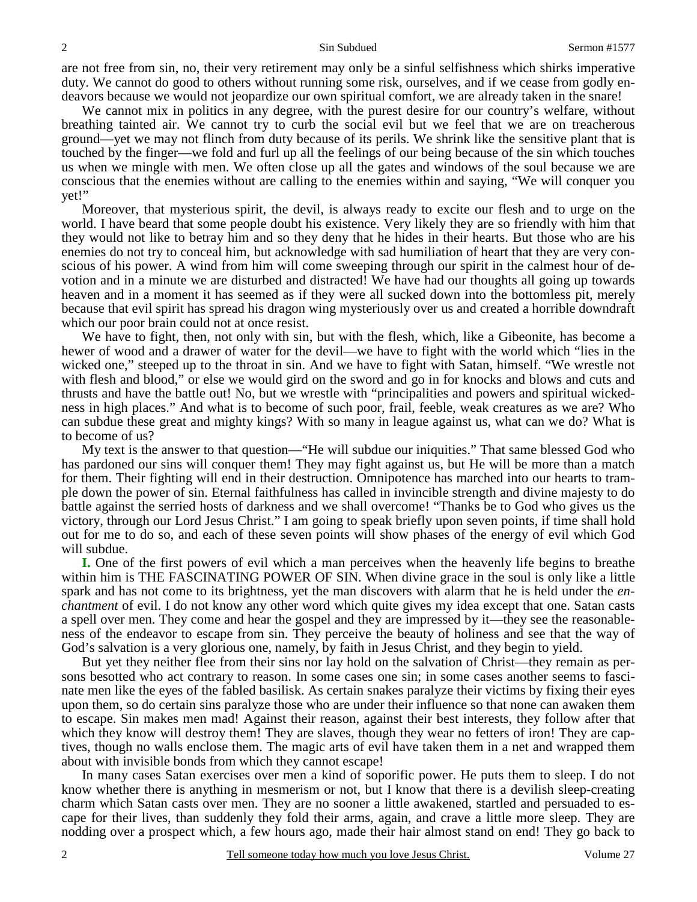are not free from sin, no, their very retirement may only be a sinful selfishness which shirks imperative duty. We cannot do good to others without running some risk, ourselves, and if we cease from godly endeavors because we would not jeopardize our own spiritual comfort, we are already taken in the snare!

We cannot mix in politics in any degree, with the purest desire for our country's welfare, without breathing tainted air. We cannot try to curb the social evil but we feel that we are on treacherous ground—yet we may not flinch from duty because of its perils. We shrink like the sensitive plant that is touched by the finger—we fold and furl up all the feelings of our being because of the sin which touches us when we mingle with men. We often close up all the gates and windows of the soul because we are conscious that the enemies without are calling to the enemies within and saying, "We will conquer you yet!"

Moreover, that mysterious spirit, the devil, is always ready to excite our flesh and to urge on the world. I have beard that some people doubt his existence. Very likely they are so friendly with him that they would not like to betray him and so they deny that he hides in their hearts. But those who are his enemies do not try to conceal him, but acknowledge with sad humiliation of heart that they are very conscious of his power. A wind from him will come sweeping through our spirit in the calmest hour of devotion and in a minute we are disturbed and distracted! We have had our thoughts all going up towards heaven and in a moment it has seemed as if they were all sucked down into the bottomless pit, merely because that evil spirit has spread his dragon wing mysteriously over us and created a horrible downdraft which our poor brain could not at once resist.

We have to fight, then, not only with sin, but with the flesh, which, like a Gibeonite, has become a hewer of wood and a drawer of water for the devil—we have to fight with the world which "lies in the wicked one," steeped up to the throat in sin. And we have to fight with Satan, himself. "We wrestle not with flesh and blood," or else we would gird on the sword and go in for knocks and blows and cuts and thrusts and have the battle out! No, but we wrestle with "principalities and powers and spiritual wickedness in high places." And what is to become of such poor, frail, feeble, weak creatures as we are? Who can subdue these great and mighty kings? With so many in league against us, what can we do? What is to become of us?

My text is the answer to that question—"He will subdue our iniquities." That same blessed God who has pardoned our sins will conquer them! They may fight against us, but He will be more than a match for them. Their fighting will end in their destruction. Omnipotence has marched into our hearts to trample down the power of sin. Eternal faithfulness has called in invincible strength and divine majesty to do battle against the serried hosts of darkness and we shall overcome! "Thanks be to God who gives us the victory, through our Lord Jesus Christ." I am going to speak briefly upon seven points, if time shall hold out for me to do so, and each of these seven points will show phases of the energy of evil which God will subdue.

**I.** One of the first powers of evil which a man perceives when the heavenly life begins to breathe within him is THE FASCINATING POWER OF SIN. When divine grace in the soul is only like a little spark and has not come to its brightness, yet the man discovers with alarm that he is held under the *enchantment* of evil. I do not know any other word which quite gives my idea except that one. Satan casts a spell over men. They come and hear the gospel and they are impressed by it—they see the reasonableness of the endeavor to escape from sin. They perceive the beauty of holiness and see that the way of God's salvation is a very glorious one, namely, by faith in Jesus Christ, and they begin to yield.

But yet they neither flee from their sins nor lay hold on the salvation of Christ—they remain as persons besotted who act contrary to reason. In some cases one sin; in some cases another seems to fascinate men like the eyes of the fabled basilisk. As certain snakes paralyze their victims by fixing their eyes upon them, so do certain sins paralyze those who are under their influence so that none can awaken them to escape. Sin makes men mad! Against their reason, against their best interests, they follow after that which they know will destroy them! They are slaves, though they wear no fetters of iron! They are captives, though no walls enclose them. The magic arts of evil have taken them in a net and wrapped them about with invisible bonds from which they cannot escape!

In many cases Satan exercises over men a kind of soporific power. He puts them to sleep. I do not know whether there is anything in mesmerism or not, but I know that there is a devilish sleep-creating charm which Satan casts over men. They are no sooner a little awakened, startled and persuaded to escape for their lives, than suddenly they fold their arms, again, and crave a little more sleep. They are nodding over a prospect which, a few hours ago, made their hair almost stand on end! They go back to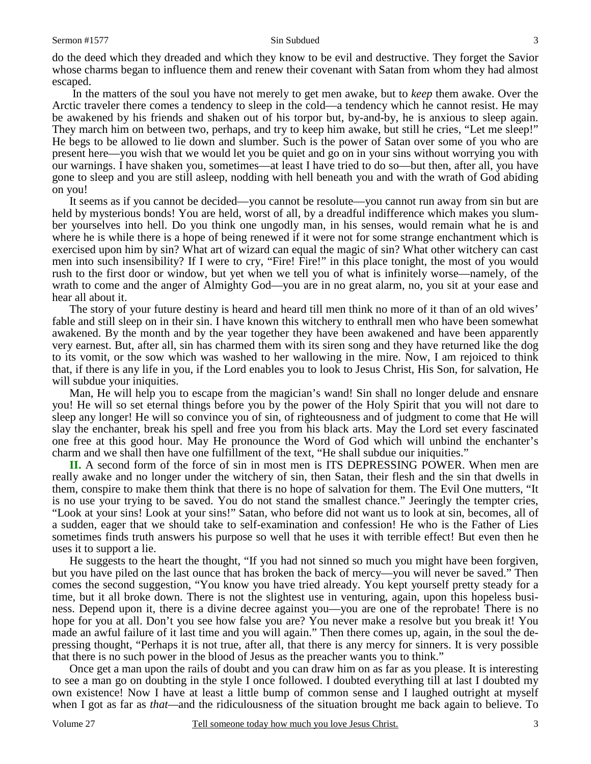do the deed which they dreaded and which they know to be evil and destructive. They forget the Savior whose charms began to influence them and renew their covenant with Satan from whom they had almost escaped.

In the matters of the soul you have not merely to get men awake, but to *keep* them awake. Over the Arctic traveler there comes a tendency to sleep in the cold—a tendency which he cannot resist. He may be awakened by his friends and shaken out of his torpor but, by-and-by, he is anxious to sleep again. They march him on between two, perhaps, and try to keep him awake, but still he cries, "Let me sleep!" He begs to be allowed to lie down and slumber. Such is the power of Satan over some of you who are present here—you wish that we would let you be quiet and go on in your sins without worrying you with our warnings. I have shaken you, sometimes—at least I have tried to do so—but then, after all, you have gone to sleep and you are still asleep, nodding with hell beneath you and with the wrath of God abiding on you!

It seems as if you cannot be decided—you cannot be resolute—you cannot run away from sin but are held by mysterious bonds! You are held, worst of all, by a dreadful indifference which makes you slumber yourselves into hell. Do you think one ungodly man, in his senses, would remain what he is and where he is while there is a hope of being renewed if it were not for some strange enchantment which is exercised upon him by sin? What art of wizard can equal the magic of sin? What other witchery can cast men into such insensibility? If I were to cry, "Fire! Fire!" in this place tonight, the most of you would rush to the first door or window, but yet when we tell you of what is infinitely worse—namely, of the wrath to come and the anger of Almighty God—you are in no great alarm, no, you sit at your ease and hear all about it.

The story of your future destiny is heard and heard till men think no more of it than of an old wives' fable and still sleep on in their sin. I have known this witchery to enthrall men who have been somewhat awakened. By the month and by the year together they have been awakened and have been apparently very earnest. But, after all, sin has charmed them with its siren song and they have returned like the dog to its vomit, or the sow which was washed to her wallowing in the mire. Now, I am rejoiced to think that, if there is any life in you, if the Lord enables you to look to Jesus Christ, His Son, for salvation, He will subdue your iniquities.

Man, He will help you to escape from the magician's wand! Sin shall no longer delude and ensnare you! He will so set eternal things before you by the power of the Holy Spirit that you will not dare to sleep any longer! He will so convince you of sin, of righteousness and of judgment to come that He will slay the enchanter, break his spell and free you from his black arts. May the Lord set every fascinated one free at this good hour. May He pronounce the Word of God which will unbind the enchanter's charm and we shall then have one fulfillment of the text, "He shall subdue our iniquities."

**II.** A second form of the force of sin in most men is ITS DEPRESSING POWER. When men are really awake and no longer under the witchery of sin, then Satan, their flesh and the sin that dwells in them, conspire to make them think that there is no hope of salvation for them. The Evil One mutters, "It is no use your trying to be saved. You do not stand the smallest chance." Jeeringly the tempter cries, "Look at your sins! Look at your sins!" Satan, who before did not want us to look at sin, becomes, all of a sudden, eager that we should take to self-examination and confession! He who is the Father of Lies sometimes finds truth answers his purpose so well that he uses it with terrible effect! But even then he uses it to support a lie.

He suggests to the heart the thought, "If you had not sinned so much you might have been forgiven, but you have piled on the last ounce that has broken the back of mercy—you will never be saved." Then comes the second suggestion, "You know you have tried already. You kept yourself pretty steady for a time, but it all broke down. There is not the slightest use in venturing, again, upon this hopeless business. Depend upon it, there is a divine decree against you—you are one of the reprobate! There is no hope for you at all. Don't you see how false you are? You never make a resolve but you break it! You made an awful failure of it last time and you will again." Then there comes up, again, in the soul the depressing thought, "Perhaps it is not true, after all, that there is any mercy for sinners. It is very possible that there is no such power in the blood of Jesus as the preacher wants you to think."

Once get a man upon the rails of doubt and you can draw him on as far as you please. It is interesting to see a man go on doubting in the style I once followed. I doubted everything till at last I doubted my own existence! Now I have at least a little bump of common sense and I laughed outright at myself when I got as far as *that*—and the ridiculousness of the situation brought me back again to believe. To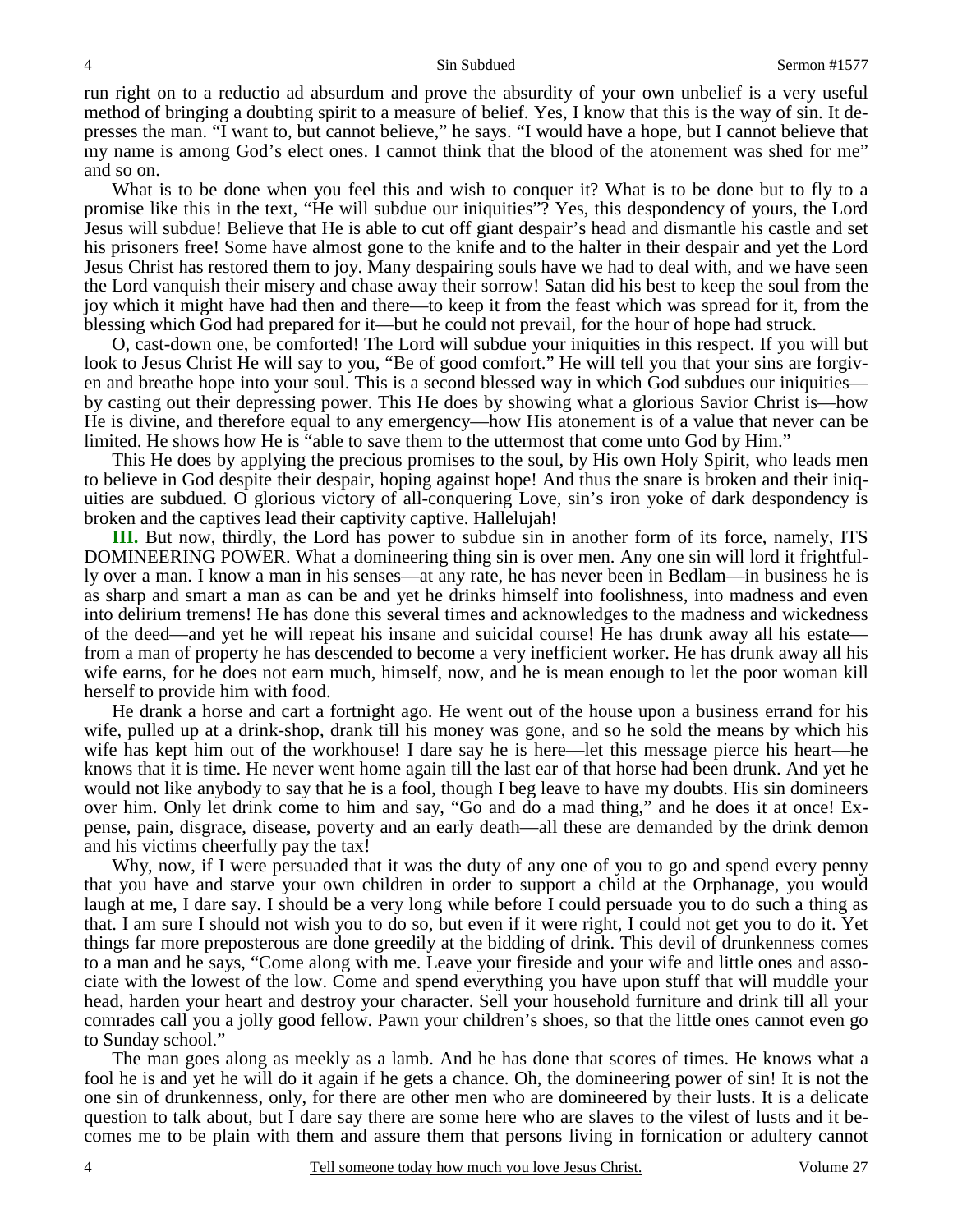run right on to a reductio ad absurdum and prove the absurdity of your own unbelief is a very useful method of bringing a doubting spirit to a measure of belief. Yes, I know that this is the way of sin. It depresses the man. "I want to, but cannot believe," he says. "I would have a hope, but I cannot believe that my name is among God's elect ones. I cannot think that the blood of the atonement was shed for me" and so on.

What is to be done when you feel this and wish to conquer it? What is to be done but to fly to a promise like this in the text, "He will subdue our iniquities"? Yes, this despondency of yours, the Lord Jesus will subdue! Believe that He is able to cut off giant despair's head and dismantle his castle and set his prisoners free! Some have almost gone to the knife and to the halter in their despair and yet the Lord Jesus Christ has restored them to joy. Many despairing souls have we had to deal with, and we have seen the Lord vanquish their misery and chase away their sorrow! Satan did his best to keep the soul from the joy which it might have had then and there—to keep it from the feast which was spread for it, from the blessing which God had prepared for it—but he could not prevail, for the hour of hope had struck.

O, cast-down one, be comforted! The Lord will subdue your iniquities in this respect. If you will but look to Jesus Christ He will say to you, "Be of good comfort." He will tell you that your sins are forgiven and breathe hope into your soul. This is a second blessed way in which God subdues our iniquities—by casting out their depressing power. This He does by showing what a glorious Savior Christ is—how He is divine, and therefore equal to any emergency—how His atonement is of a value that never can be limited. He shows how He is "able to save them to the uttermost that come unto God by Him."

This He does by applying the precious promises to the soul, by His own Holy Spirit, who leads men to believe in God despite their despair, hoping against hope! And thus the snare is broken and their iniquities are subdued. O glorious victory of all-conquering Love, sin's iron yoke of dark despondency is broken and the captives lead their captivity captive. Hallelujah!

**III.** But now, thirdly, the Lord has power to subdue sin in another form of its force, namely, ITS DOMINEERING POWER. What a domineering thing sin is over men. Any one sin will lord it frightfully over a man. I know a man in his senses—at any rate, he has never been in Bedlam—in business he is as sharp and smart a man as can be and yet he drinks himself into foolishness, into madness and even into delirium tremens! He has done this several times and acknowledges to the madness and wickedness of the deed—and yet he will repeat his insane and suicidal course! He has drunk away all his estate—from a man of property he has descended to become a very inefficient worker. He has drunk away all his wife earns, for he does not earn much, himself, now, and he is mean enough to let the poor woman kill herself to provide him with food.

He drank a horse and cart a fortnight ago. He went out of the house upon a business errand for his wife, pulled up at a drink-shop, drank till his money was gone, and so he sold the means by which his wife has kept him out of the workhouse! I dare say he is here—let this message pierce his heart—he knows that it is time. He never went home again till the last ear of that horse had been drunk. And yet he would not like anybody to say that he is a fool, though I beg leave to have my doubts. His sin domineers over him. Only let drink come to him and say, "Go and do a mad thing," and he does it at once! Expense, pain, disgrace, disease, poverty and an early death—all these are demanded by the drink demon and his victims cheerfully pay the tax!

Why, now, if I were persuaded that it was the duty of any one of you to go and spend every penny that you have and starve your own children in order to support a child at the Orphanage, you would laugh at me, I dare say. I should be a very long while before I could persuade you to do such a thing as that. I am sure I should not wish you to do so, but even if it were right, I could not get you to do it. Yet things far more preposterous are done greedily at the bidding of drink. This devil of drunkenness comes to a man and he says, "Come along with me. Leave your fireside and your wife and little ones and associate with the lowest of the low. Come and spend everything you have upon stuff that will muddle your head, harden your heart and destroy your character. Sell your household furniture and drink till all your comrades call you a jolly good fellow. Pawn your children's shoes, so that the little ones cannot even go to Sunday school."

The man goes along as meekly as a lamb. And he has done that scores of times. He knows what a fool he is and yet he will do it again if he gets a chance. Oh, the domineering power of sin! It is not the one sin of drunkenness, only, for there are other men who are domineered by their lusts. It is a delicate question to talk about, but I dare say there are some here who are slaves to the vilest of lusts and it becomes me to be plain with them and assure them that persons living in fornication or adultery cannot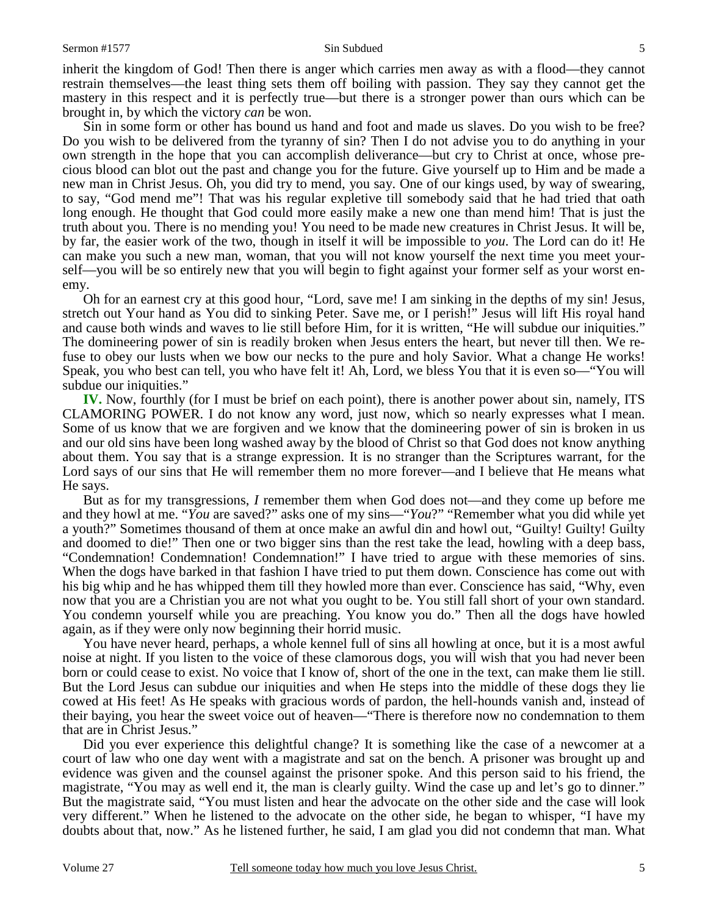inherit the kingdom of God! Then there is anger which carries men away as with a flood—they cannot restrain themselves—the least thing sets them off boiling with passion. They say they cannot get the mastery in this respect and it is perfectly true—but there is a stronger power than ours which can be brought in, by which the victory *can* be won.

Sin in some form or other has bound us hand and foot and made us slaves. Do you wish to be free? Do you wish to be delivered from the tyranny of sin? Then I do not advise you to do anything in your own strength in the hope that you can accomplish deliverance—but cry to Christ at once, whose precious blood can blot out the past and change you for the future. Give yourself up to Him and be made a new man in Christ Jesus. Oh, you did try to mend, you say. One of our kings used, by way of swearing, to say, "God mend me"! That was his regular expletive till somebody said that he had tried that oath long enough. He thought that God could more easily make a new one than mend him! That is just the truth about you. There is no mending you! You need to be made new creatures in Christ Jesus. It will be, by far, the easier work of the two, though in itself it will be impossible to *you*. The Lord can do it! He can make you such a new man, woman, that you will not know yourself the next time you meet yourself—you will be so entirely new that you will begin to fight against your former self as your worst enemy.

Oh for an earnest cry at this good hour, "Lord, save me! I am sinking in the depths of my sin! Jesus, stretch out Your hand as You did to sinking Peter. Save me, or I perish!" Jesus will lift His royal hand and cause both winds and waves to lie still before Him, for it is written, "He will subdue our iniquities." The domineering power of sin is readily broken when Jesus enters the heart, but never till then. We refuse to obey our lusts when we bow our necks to the pure and holy Savior. What a change He works! Speak, you who best can tell, you who have felt it! Ah, Lord, we bless You that it is even so—"You will subdue our iniquities."

**IV.** Now, fourthly (for I must be brief on each point), there is another power about sin, namely, ITS CLAMORING POWER. I do not know any word, just now, which so nearly expresses what I mean. Some of us know that we are forgiven and we know that the domineering power of sin is broken in us and our old sins have been long washed away by the blood of Christ so that God does not know anything about them. You say that is a strange expression. It is no stranger than the Scriptures warrant, for the Lord says of our sins that He will remember them no more forever—and I believe that He means what He says.

But as for my transgressions, *I* remember them when God does not—and they come up before me and they howl at me. "*You* are saved?" asks one of my sins—"*You*?" "Remember what you did while yet a youth?" Sometimes thousand of them at once make an awful din and howl out, "Guilty! Guilty! Guilty and doomed to die!" Then one or two bigger sins than the rest take the lead, howling with a deep bass, "Condemnation! Condemnation! Condemnation!" I have tried to argue with these memories of sins. When the dogs have barked in that fashion I have tried to put them down. Conscience has come out with his big whip and he has whipped them till they howled more than ever. Conscience has said, "Why, even now that you are a Christian you are not what you ought to be. You still fall short of your own standard. You condemn yourself while you are preaching. You know you do." Then all the dogs have howled again, as if they were only now beginning their horrid music.

You have never heard, perhaps, a whole kennel full of sins all howling at once, but it is a most awful noise at night. If you listen to the voice of these clamorous dogs, you will wish that you had never been born or could cease to exist. No voice that I know of, short of the one in the text, can make them lie still. But the Lord Jesus can subdue our iniquities and when He steps into the middle of these dogs they lie cowed at His feet! As He speaks with gracious words of pardon, the hell-hounds vanish and, instead of their baying, you hear the sweet voice out of heaven—"There is therefore now no condemnation to them that are in Christ Jesus."

Did you ever experience this delightful change? It is something like the case of a newcomer at a court of law who one day went with a magistrate and sat on the bench. A prisoner was brought up and evidence was given and the counsel against the prisoner spoke. And this person said to his friend, the magistrate, "You may as well end it, the man is clearly guilty. Wind the case up and let's go to dinner." But the magistrate said, "You must listen and hear the advocate on the other side and the case will look very different." When he listened to the advocate on the other side, he began to whisper, "I have my doubts about that, now." As he listened further, he said, I am glad you did not condemn that man. What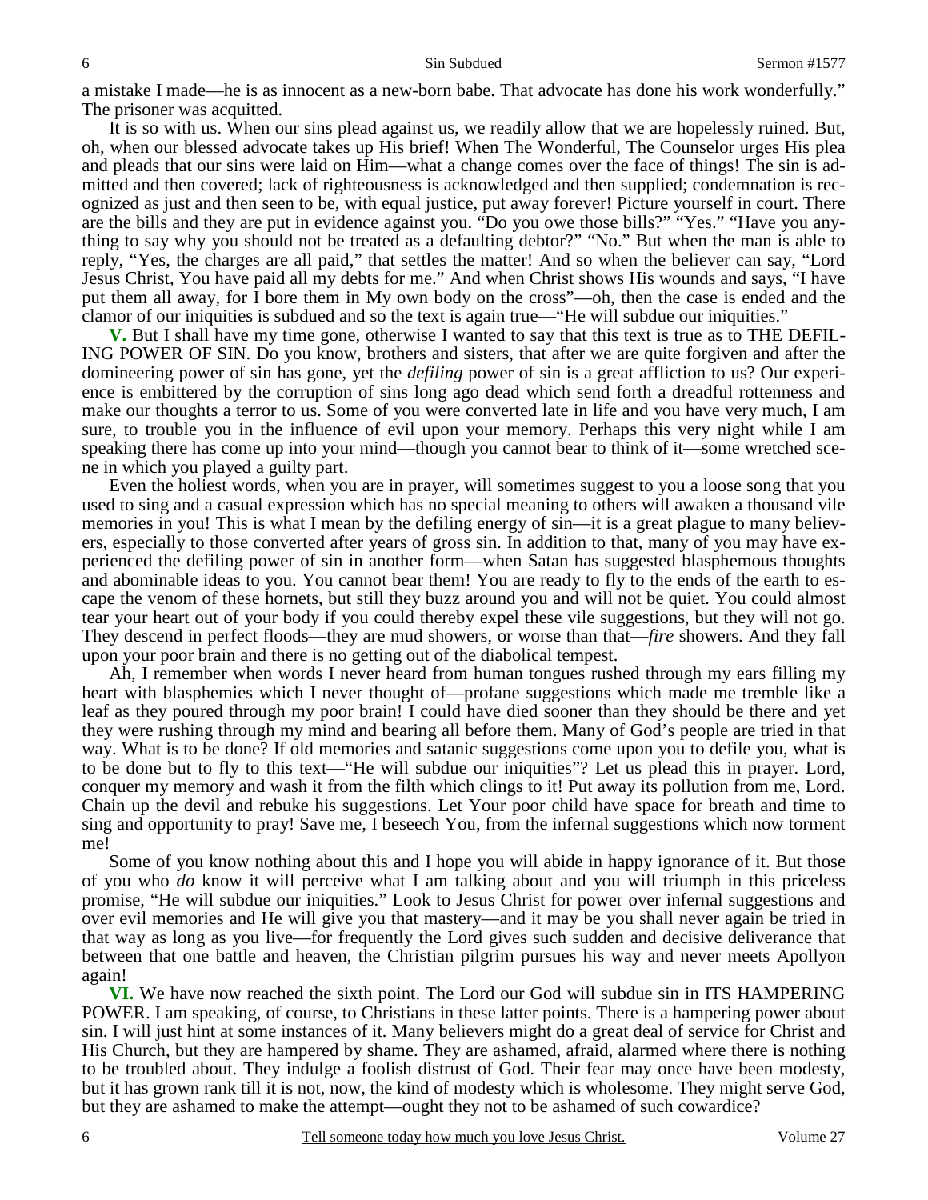a mistake I made—he is as innocent as a new-born babe. That advocate has done his work wonderfully." The prisoner was acquitted.

It is so with us. When our sins plead against us, we readily allow that we are hopelessly ruined. But, oh, when our blessed advocate takes up His brief! When The Wonderful, The Counselor urges His plea and pleads that our sins were laid on Him—what a change comes over the face of things! The sin is admitted and then covered; lack of righteousness is acknowledged and then supplied; condemnation is recognized as just and then seen to be, with equal justice, put away forever! Picture yourself in court. There are the bills and they are put in evidence against you. "Do you owe those bills?" "Yes." "Have you anything to say why you should not be treated as a defaulting debtor?" "No." But when the man is able to reply, "Yes, the charges are all paid," that settles the matter! And so when the believer can say, "Lord Jesus Christ, You have paid all my debts for me." And when Christ shows His wounds and says, "I have put them all away, for I bore them in My own body on the cross"—oh, then the case is ended and the clamor of our iniquities is subdued and so the text is again true—"He will subdue our iniquities."

**V.** But I shall have my time gone, otherwise I wanted to say that this text is true as to THE DEFILING POWER OF SIN. Do you know, brothers and sisters, that after we are quite forgiven and after the domineering power of sin has gone, yet the *defiling* power of sin is a great affliction to us? Our experience is embittered by the corruption of sins long ago dead which send forth a dreadful rottenness and make our thoughts a terror to us. Some of you were converted late in life and you have very much, I am sure, to trouble you in the influence of evil upon your memory. Perhaps this very night while I am speaking there has come up into your mind—though you cannot bear to think of it—some wretched scene in which you played a guilty part.

Even the holiest words, when you are in prayer, will sometimes suggest to you a loose song that you used to sing and a casual expression which has no special meaning to others will awaken a thousand vile memories in you! This is what I mean by the defiling energy of sin—it is a great plague to many believers, especially to those converted after years of gross sin. In addition to that, many of you may have experienced the defiling power of sin in another form—when Satan has suggested blasphemous thoughts and abominable ideas to you. You cannot bear them! You are ready to fly to the ends of the earth to escape the venom of these hornets, but still they buzz around you and will not be quiet. You could almost tear your heart out of your body if you could thereby expel these vile suggestions, but they will not go. They descend in perfect floods—they are mud showers, or worse than that—*fire* showers. And they fall upon your poor brain and there is no getting out of the diabolical tempest.

Ah, I remember when words I never heard from human tongues rushed through my ears filling my heart with blasphemies which I never thought of—profane suggestions which made me tremble like a leaf as they poured through my poor brain! I could have died sooner than they should be there and yet they were rushing through my mind and bearing all before them. Many of God's people are tried in that way. What is to be done? If old memories and satanic suggestions come upon you to defile you, what is to be done but to fly to this text—"He will subdue our iniquities"? Let us plead this in prayer. Lord, conquer my memory and wash it from the filth which clings to it! Put away its pollution from me, Lord. Chain up the devil and rebuke his suggestions. Let Your poor child have space for breath and time to sing and opportunity to pray! Save me, I beseech You, from the infernal suggestions which now torment me!

Some of you know nothing about this and I hope you will abide in happy ignorance of it. But those of you who *do* know it will perceive what I am talking about and you will triumph in this priceless promise, "He will subdue our iniquities." Look to Jesus Christ for power over infernal suggestions and over evil memories and He will give you that mastery—and it may be you shall never again be tried in that way as long as you live—for frequently the Lord gives such sudden and decisive deliverance that between that one battle and heaven, the Christian pilgrim pursues his way and never meets Apollyon again!

**VI.** We have now reached the sixth point. The Lord our God will subdue sin in ITS HAMPERING POWER. I am speaking, of course, to Christians in these latter points. There is a hampering power about sin. I will just hint at some instances of it. Many believers might do a great deal of service for Christ and His Church, but they are hampered by shame. They are ashamed, afraid, alarmed where there is nothing to be troubled about. They indulge a foolish distrust of God. Their fear may once have been modesty, but it has grown rank till it is not, now, the kind of modesty which is wholesome. They might serve God, but they are ashamed to make the attempt—ought they not to be ashamed of such cowardice?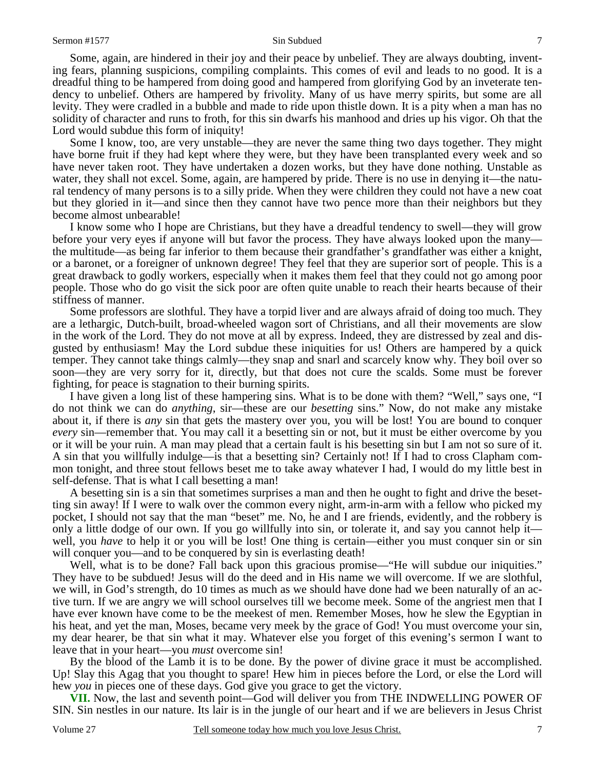Some, again, are hindered in their joy and their peace by unbelief. They are always doubting, inventing fears, planning suspicions, compiling complaints. This comes of evil and leads to no good. It is a dreadful thing to be hampered from doing good and hampered from glorifying God by an inveterate tendency to unbelief. Others are hampered by frivolity. Many of us have merry spirits, but some are all levity. They were cradled in a bubble and made to ride upon thistle down. It is a pity when a man has no solidity of character and runs to froth, for this sin dwarfs his manhood and dries up his vigor. Oh that the Lord would subdue this form of iniquity!

Some I know, too, are very unstable—they are never the same thing two days together. They might have borne fruit if they had kept where they were, but they have been transplanted every week and so have never taken root. They have undertaken a dozen works, but they have done nothing. Unstable as water, they shall not excel. Some, again, are hampered by pride. There is no use in denying it—the natural tendency of many persons is to a silly pride. When they were children they could not have a new coat but they gloried in it—and since then they cannot have two pence more than their neighbors but they become almost unbearable!

I know some who I hope are Christians, but they have a dreadful tendency to swell—they will grow before your very eyes if anyone will but favor the process. They have always looked upon the many—the multitude—as being far inferior to them because their grandfather's grandfather was either a knight, or a baronet, or a foreigner of unknown degree! They feel that they are superior sort of people. This is a great drawback to godly workers, especially when it makes them feel that they could not go among poor people. Those who do go visit the sick poor are often quite unable to reach their hearts because of their stiffness of manner.

Some professors are slothful. They have a torpid liver and are always afraid of doing too much. They are a lethargic, Dutch-built, broad-wheeled wagon sort of Christians, and all their movements are slow in the work of the Lord. They do not move at all by express. Indeed, they are distressed by zeal and disgusted by enthusiasm! May the Lord subdue these iniquities for us! Others are hampered by a quick temper. They cannot take things calmly—they snap and snarl and scarcely know why. They boil over so soon—they are very sorry for it, directly, but that does not cure the scalds. Some must be forever fighting, for peace is stagnation to their burning spirits.

I have given a long list of these hampering sins. What is to be done with them? "Well," says one, "I do not think we can do *anything*, sir—these are our *besetting* sins." Now, do not make any mistake about it, if there is *any* sin that gets the mastery over you, you will be lost! You are bound to conquer *every* sin—remember that. You may call it a besetting sin or not, but it must be either overcome by you or it will be your ruin. A man may plead that a certain fault is his besetting sin but I am not so sure of it. A sin that you willfully indulge—is that a besetting sin? Certainly not! If I had to cross Clapham common tonight, and three stout fellows beset me to take away whatever I had, I would do my little best in self-defense. That is what I call besetting a man!

A besetting sin is a sin that sometimes surprises a man and then he ought to fight and drive the besetting sin away! If I were to walk over the common every night, arm-in-arm with a fellow who picked my pocket, I should not say that the man "beset" me. No, he and I are friends, evidently, and the robbery is only a little dodge of our own. If you go willfully into sin, or tolerate it, and say you cannot help it—well, you *have* to help it or you will be lost! One thing is certain—either you must conquer sin or sin will conquer you—and to be conquered by sin is everlasting death!

Well, what is to be done? Fall back upon this gracious promise—"He will subdue our iniquities." They have to be subdued! Jesus will do the deed and in His name we will overcome. If we are slothful, we will, in God's strength, do 10 times as much as we should have done had we been naturally of an active turn. If we are angry we will school ourselves till we become meek. Some of the angriest men that I have ever known have come to be the meekest of men. Remember Moses, how he slew the Egyptian in his heat, and yet the man, Moses, became very meek by the grace of God! You must overcome your sin, my dear hearer, be that sin what it may. Whatever else you forget of this evening's sermon I want to leave that in your heart—you *must* overcome sin!

By the blood of the Lamb it is to be done. By the power of divine grace it must be accomplished. Up! Slay this Agag that you thought to spare! Hew him in pieces before the Lord, or else the Lord will hew *you* in pieces one of these days. God give you grace to get the victory.

**VII.** Now, the last and seventh point—God will deliver you from THE INDWELLING POWER OF SIN. Sin nestles in our nature. Its lair is in the jungle of our heart and if we are believers in Jesus Christ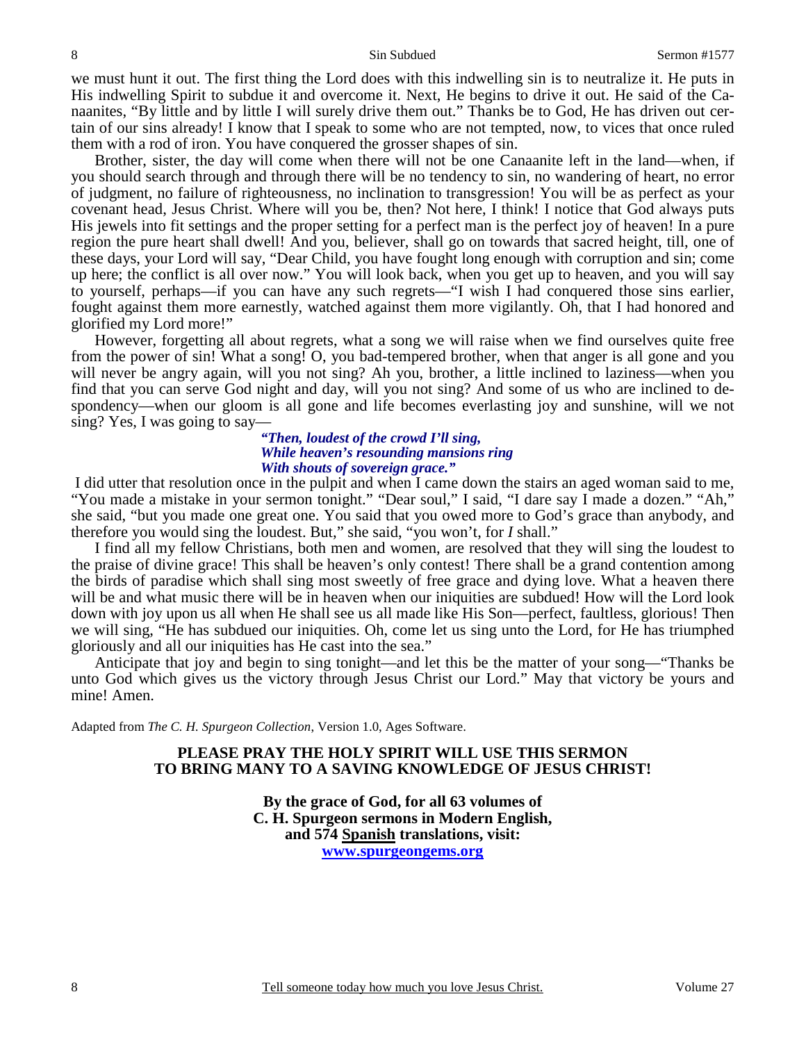we must hunt it out. The first thing the Lord does with this indwelling sin is to neutralize it. He puts in His indwelling Spirit to subdue it and overcome it. Next, He begins to drive it out. He said of the Canaanites, "By little and by little I will surely drive them out." Thanks be to God, He has driven out certain of our sins already! I know that I speak to some who are not tempted, now, to vices that once ruled them with a rod of iron. You have conquered the grosser shapes of sin.

Brother, sister, the day will come when there will not be one Canaanite left in the land—when, if you should search through and through there will be no tendency to sin, no wandering of heart, no error of judgment, no failure of righteousness, no inclination to transgression! You will be as perfect as your covenant head, Jesus Christ. Where will you be, then? Not here, I think! I notice that God always puts His jewels into fit settings and the proper setting for a perfect man is the perfect joy of heaven! In a pure region the pure heart shall dwell! And you, believer, shall go on towards that sacred height, till, one of these days, your Lord will say, "Dear Child, you have fought long enough with corruption and sin; come up here; the conflict is all over now." You will look back, when you get up to heaven, and you will say to yourself, perhaps—if you can have any such regrets—"I wish I had conquered those sins earlier, fought against them more earnestly, watched against them more vigilantly. Oh, that I had honored and glorified my Lord more!"

However, forgetting all about regrets, what a song we will raise when we find ourselves quite free from the power of sin! What a song! O, you bad-tempered brother, when that anger is all gone and you will never be angry again, will you not sing? Ah you, brother, a little inclined to laziness—when you find that you can serve God night and day, will you not sing? And some of us who are inclined to despondency—when our gloom is all gone and life becomes everlasting joy and sunshine, will we not sing? Yes, I was going to say—

> ***"Then, loudest of the crowd I'll sing,***
> ***While heaven's resounding mansions ring***
> ***With shouts of sovereign grace."***

I did utter that resolution once in the pulpit and when I came down the stairs an aged woman said to me, "You made a mistake in your sermon tonight." "Dear soul," I said, "I dare say I made a dozen." "Ah," she said, "but you made one great one. You said that you owed more to God's grace than anybody, and therefore you would sing the loudest. But," she said, "you won't, for *I* shall."

I find all my fellow Christians, both men and women, are resolved that they will sing the loudest to the praise of divine grace! This shall be heaven's only contest! There shall be a grand contention among the birds of paradise which shall sing most sweetly of free grace and dying love. What a heaven there will be and what music there will be in heaven when our iniquities are subdued! How will the Lord look down with joy upon us all when He shall see us all made like His Son—perfect, faultless, glorious! Then we will sing, "He has subdued our iniquities. Oh, come let us sing unto the Lord, for He has triumphed gloriously and all our iniquities has He cast into the sea."

Anticipate that joy and begin to sing tonight—and let this be the matter of your song—"Thanks be unto God which gives us the victory through Jesus Christ our Lord." May that victory be yours and mine! Amen.

Adapted from *The C. H. Spurgeon Collection*, Version 1.0, Ages Software.

**PLEASE PRAY THE HOLY SPIRIT WILL USE THIS SERMON TO BRING MANY TO A SAVING KNOWLEDGE OF JESUS CHRIST!**

**By the grace of God, for all 63 volumes of C. H. Spurgeon sermons in Modern English, and 574 Spanish translations, visit: www.spurgeongems.org**